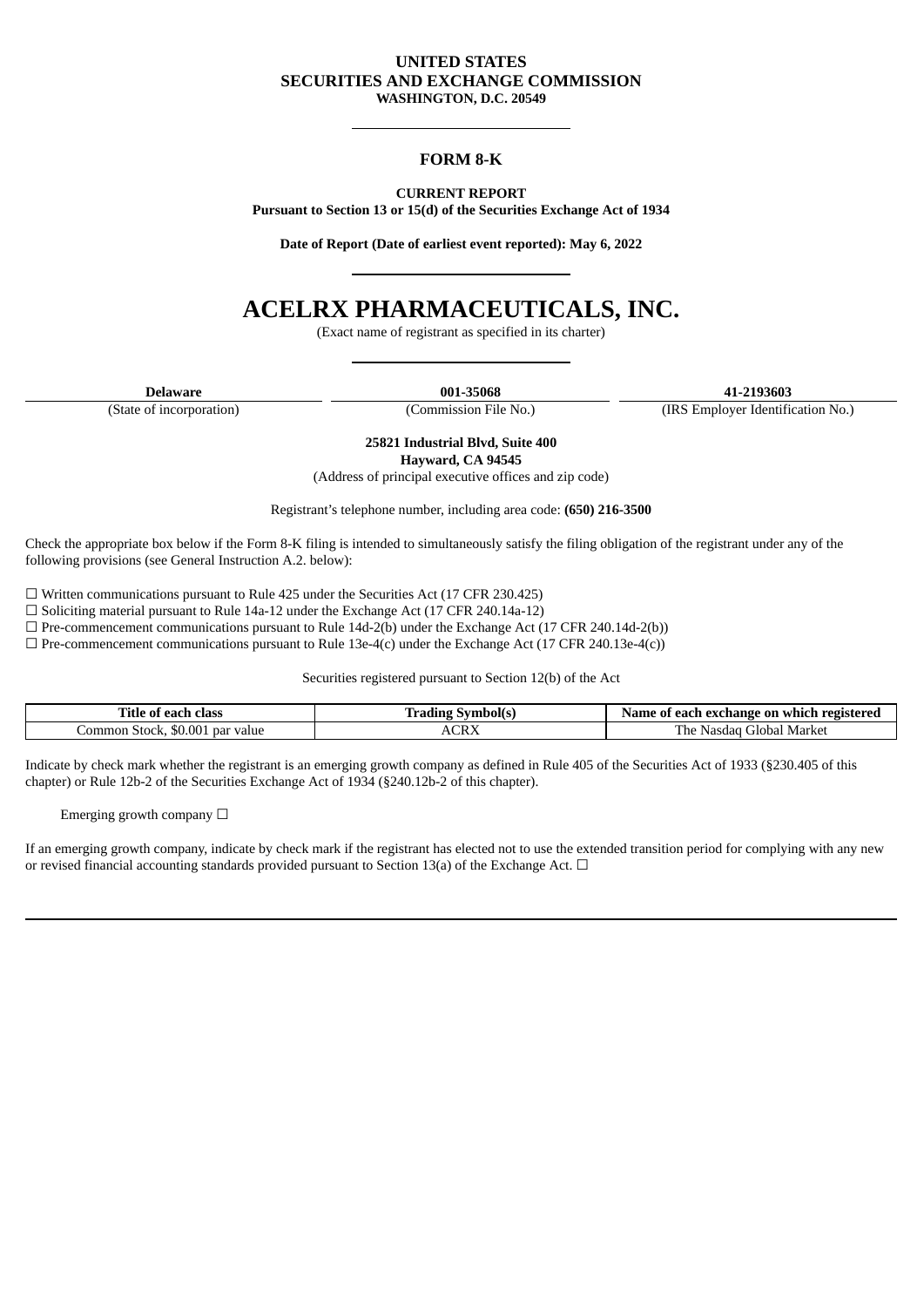**UNITED STATES**
**SECURITIES AND EXCHANGE COMMISSION**
**WASHINGTON, D.C. 20549**

---

# FORM 8-K

**CURRENT REPORT**
**Pursuant to Section 13 or 15(d) of the Securities Exchange Act of 1934**

**Date of Report (Date of earliest event reported): May 6, 2022**

---

# ACELRX PHARMACEUTICALS, INC.

(Exact name of registrant as specified in its charter)

---

| **Delaware** | **001-35068** | **41-2193603** |
|---|---|---|
| (State of incorporation) | (Commission File No.) | (IRS Employer Identification No.) |

**25821 Industrial Blvd, Suite 400**
**Hayward, CA 94545**
(Address of principal executive offices and zip code)

Registrant's telephone number, including area code: **(650) 216-3500**

Check the appropriate box below if the Form 8-K filing is intended to simultaneously satisfy the filing obligation of the registrant under any of the following provisions (see General Instruction A.2. below):

☐ Written communications pursuant to Rule 425 under the Securities Act (17 CFR 230.425)
☐ Soliciting material pursuant to Rule 14a-12 under the Exchange Act (17 CFR 240.14a-12)
☐ Pre-commencement communications pursuant to Rule 14d-2(b) under the Exchange Act (17 CFR 240.14d-2(b))
☐ Pre-commencement communications pursuant to Rule 13e-4(c) under the Exchange Act (17 CFR 240.13e-4(c))

Securities registered pursuant to Section 12(b) of the Act

| Title of each class | Trading Symbol(s) | Name of each exchange on which registered |
|---|---|---|
| Common Stock, $0.001 par value | ACRX | The Nasdaq Global Market |

Indicate by check mark whether the registrant is an emerging growth company as defined in Rule 405 of the Securities Act of 1933 (§230.405 of this chapter) or Rule 12b-2 of the Securities Exchange Act of 1934 (§240.12b-2 of this chapter).

Emerging growth company ☐

If an emerging growth company, indicate by check mark if the registrant has elected not to use the extended transition period for complying with any new or revised financial accounting standards provided pursuant to Section 13(a) of the Exchange Act. ☐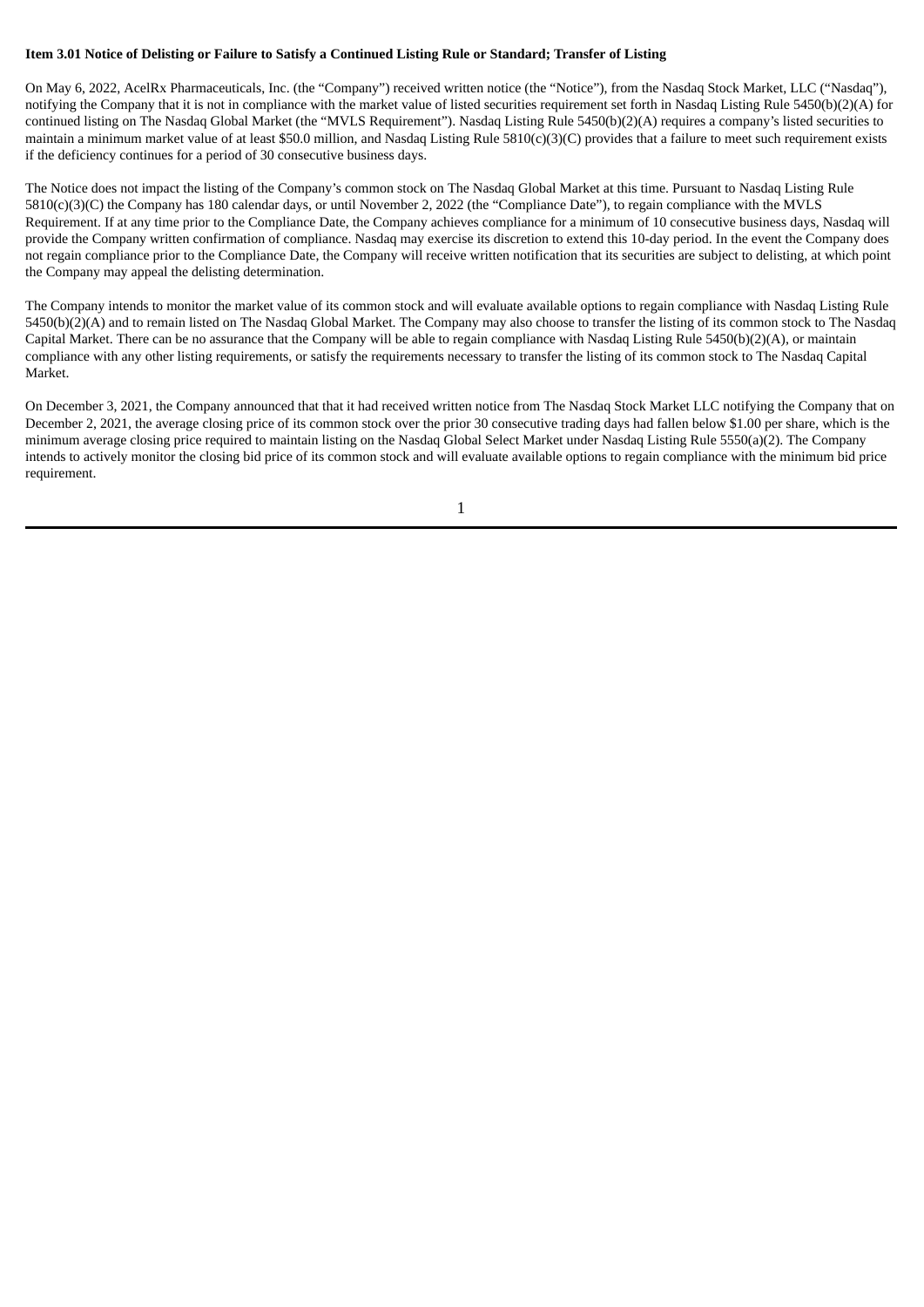**Item 3.01 Notice of Delisting or Failure to Satisfy a Continued Listing Rule or Standard; Transfer of Listing**

On May 6, 2022, AcelRx Pharmaceuticals, Inc. (the "Company") received written notice (the "Notice"), from the Nasdaq Stock Market, LLC ("Nasdaq"), notifying the Company that it is not in compliance with the market value of listed securities requirement set forth in Nasdaq Listing Rule 5450(b)(2)(A) for continued listing on The Nasdaq Global Market (the "MVLS Requirement"). Nasdaq Listing Rule 5450(b)(2)(A) requires a company's listed securities to maintain a minimum market value of at least $50.0 million, and Nasdaq Listing Rule 5810(c)(3)(C) provides that a failure to meet such requirement exists if the deficiency continues for a period of 30 consecutive business days.

The Notice does not impact the listing of the Company's common stock on The Nasdaq Global Market at this time. Pursuant to Nasdaq Listing Rule 5810(c)(3)(C) the Company has 180 calendar days, or until November 2, 2022 (the "Compliance Date"), to regain compliance with the MVLS Requirement. If at any time prior to the Compliance Date, the Company achieves compliance for a minimum of 10 consecutive business days, Nasdaq will provide the Company written confirmation of compliance. Nasdaq may exercise its discretion to extend this 10-day period. In the event the Company does not regain compliance prior to the Compliance Date, the Company will receive written notification that its securities are subject to delisting, at which point the Company may appeal the delisting determination.

The Company intends to monitor the market value of its common stock and will evaluate available options to regain compliance with Nasdaq Listing Rule 5450(b)(2)(A) and to remain listed on The Nasdaq Global Market. The Company may also choose to transfer the listing of its common stock to The Nasdaq Capital Market. There can be no assurance that the Company will be able to regain compliance with Nasdaq Listing Rule 5450(b)(2)(A), or maintain compliance with any other listing requirements, or satisfy the requirements necessary to transfer the listing of its common stock to The Nasdaq Capital Market.

On December 3, 2021, the Company announced that that it had received written notice from The Nasdaq Stock Market LLC notifying the Company that on December 2, 2021, the average closing price of its common stock over the prior 30 consecutive trading days had fallen below $1.00 per share, which is the minimum average closing price required to maintain listing on the Nasdaq Global Select Market under Nasdaq Listing Rule 5550(a)(2). The Company intends to actively monitor the closing bid price of its common stock and will evaluate available options to regain compliance with the minimum bid price requirement.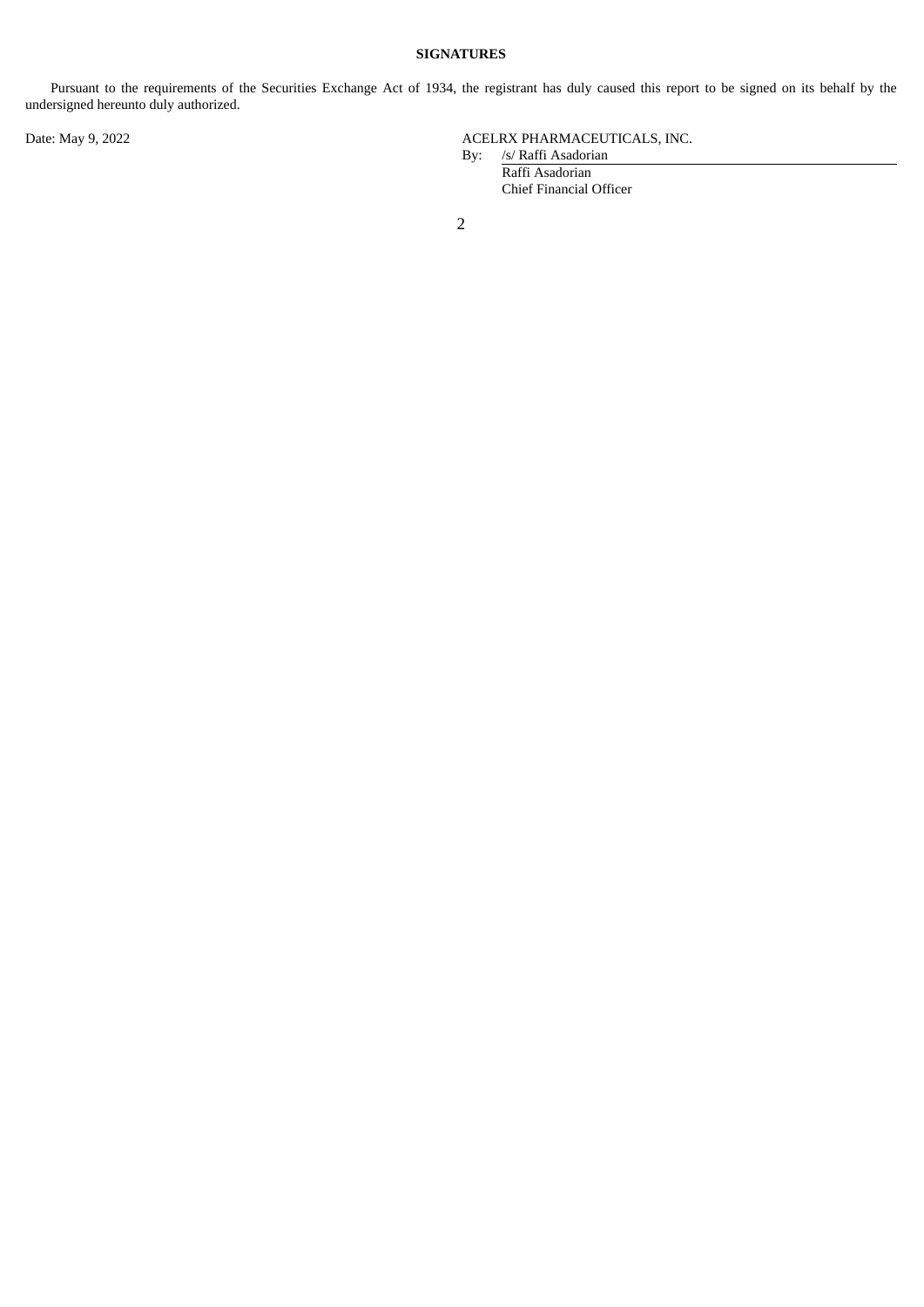**SIGNATURES**

Pursuant to the requirements of the Securities Exchange Act of 1934, the registrant has duly caused this report to be signed on its behalf by the undersigned hereunto duly authorized.

Date: May 9, 2022

ACELRX PHARMACEUTICALS, INC.

By: /s/ Raffi Asadorian

Raffi Asadorian

Chief Financial Officer